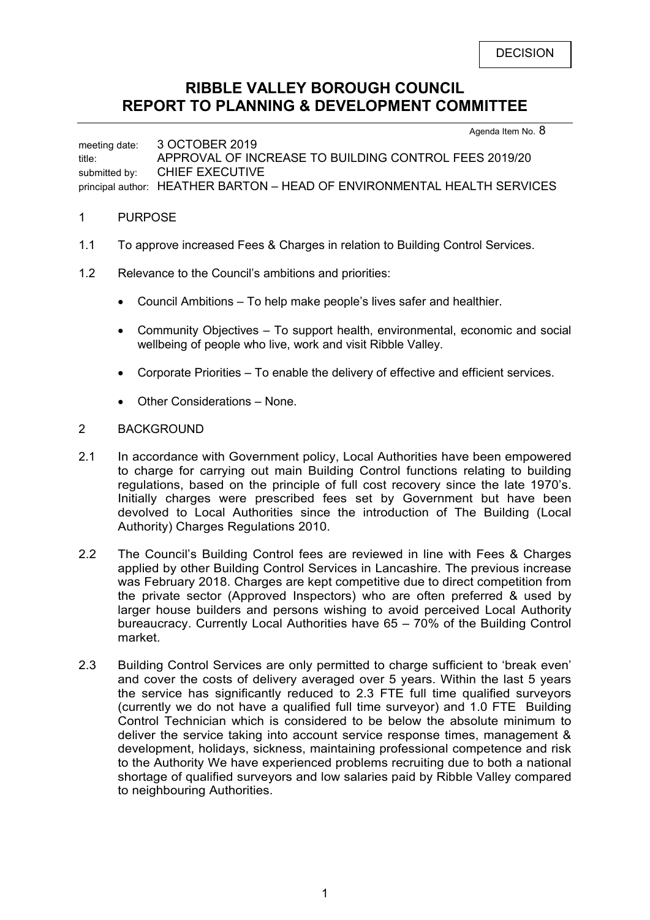DECISION

# RIBBLE VALLEY BOROUGH COUNCIL
# REPORT TO PLANNING & DEVELOPMENT COMMITTEE

Agenda Item No. 8

meeting date: 3 OCTOBER 2019
title: APPROVAL OF INCREASE TO BUILDING CONTROL FEES 2019/20
submitted by: CHIEF EXECUTIVE
principal author: HEATHER BARTON – HEAD OF ENVIRONMENTAL HEALTH SERVICES

## 1 PURPOSE

1.1 To approve increased Fees & Charges in relation to Building Control Services.

1.2 Relevance to the Council's ambitions and priorities:

- Council Ambitions – To help make people's lives safer and healthier.
- Community Objectives – To support health, environmental, economic and social wellbeing of people who live, work and visit Ribble Valley.
- Corporate Priorities – To enable the delivery of effective and efficient services.
- Other Considerations – None.

## 2 BACKGROUND

2.1 In accordance with Government policy, Local Authorities have been empowered to charge for carrying out main Building Control functions relating to building regulations, based on the principle of full cost recovery since the late 1970's. Initially charges were prescribed fees set by Government but have been devolved to Local Authorities since the introduction of The Building (Local Authority) Charges Regulations 2010.

2.2 The Council's Building Control fees are reviewed in line with Fees & Charges applied by other Building Control Services in Lancashire. The previous increase was February 2018. Charges are kept competitive due to direct competition from the private sector (Approved Inspectors) who are often preferred & used by larger house builders and persons wishing to avoid perceived Local Authority bureaucracy. Currently Local Authorities have 65 – 70% of the Building Control market.

2.3 Building Control Services are only permitted to charge sufficient to 'break even' and cover the costs of delivery averaged over 5 years. Within the last 5 years the service has significantly reduced to 2.3 FTE full time qualified surveyors (currently we do not have a qualified full time surveyor) and 1.0 FTE Building Control Technician which is considered to be below the absolute minimum to deliver the service taking into account service response times, management & development, holidays, sickness, maintaining professional competence and risk to the Authority We have experienced problems recruiting due to both a national shortage of qualified surveyors and low salaries paid by Ribble Valley compared to neighbouring Authorities.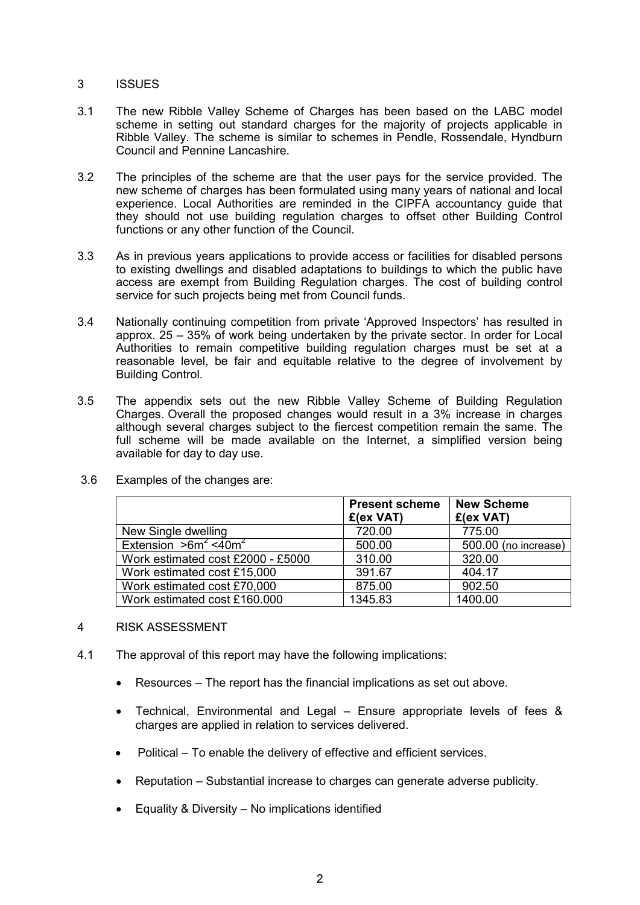## 3 ISSUES

3.1 The new Ribble Valley Scheme of Charges has been based on the LABC model scheme in setting out standard charges for the majority of projects applicable in Ribble Valley. The scheme is similar to schemes in Pendle, Rossendale, Hyndburn Council and Pennine Lancashire.

3.2 The principles of the scheme are that the user pays for the service provided. The new scheme of charges has been formulated using many years of national and local experience. Local Authorities are reminded in the CIPFA accountancy guide that they should not use building regulation charges to offset other Building Control functions or any other function of the Council.

3.3 As in previous years applications to provide access or facilities for disabled persons to existing dwellings and disabled adaptations to buildings to which the public have access are exempt from Building Regulation charges. The cost of building control service for such projects being met from Council funds.

3.4 Nationally continuing competition from private 'Approved Inspectors' has resulted in approx. 25 – 35% of work being undertaken by the private sector. In order for Local Authorities to remain competitive building regulation charges must be set at a reasonable level, be fair and equitable relative to the degree of involvement by Building Control.

3.5 The appendix sets out the new Ribble Valley Scheme of Building Regulation Charges. Overall the proposed changes would result in a 3% increase in charges although several charges subject to the fiercest competition remain the same. The full scheme will be made available on the Internet, a simplified version being available for day to day use.

3.6 Examples of the changes are:

| | Present scheme £(ex VAT) | New Scheme £(ex VAT) |
|---|---|---|
| New Single dwelling | 720.00 | 775.00 |
| Extension $>6m^2$ $<40m^2$ | 500.00 | 500.00 (no increase) |
| Work estimated cost £2000 - £5000 | 310.00 | 320.00 |
| Work estimated cost £15,000 | 391.67 | 404.17 |
| Work estimated cost £70,000 | 875.00 | 902.50 |
| Work estimated cost £160.000 | 1345.83 | 1400.00 |

## 4 RISK ASSESSMENT

4.1 The approval of this report may have the following implications:

- Resources – The report has the financial implications as set out above.
- Technical, Environmental and Legal – Ensure appropriate levels of fees & charges are applied in relation to services delivered.
- Political – To enable the delivery of effective and efficient services.
- Reputation – Substantial increase to charges can generate adverse publicity.
- Equality & Diversity – No implications identified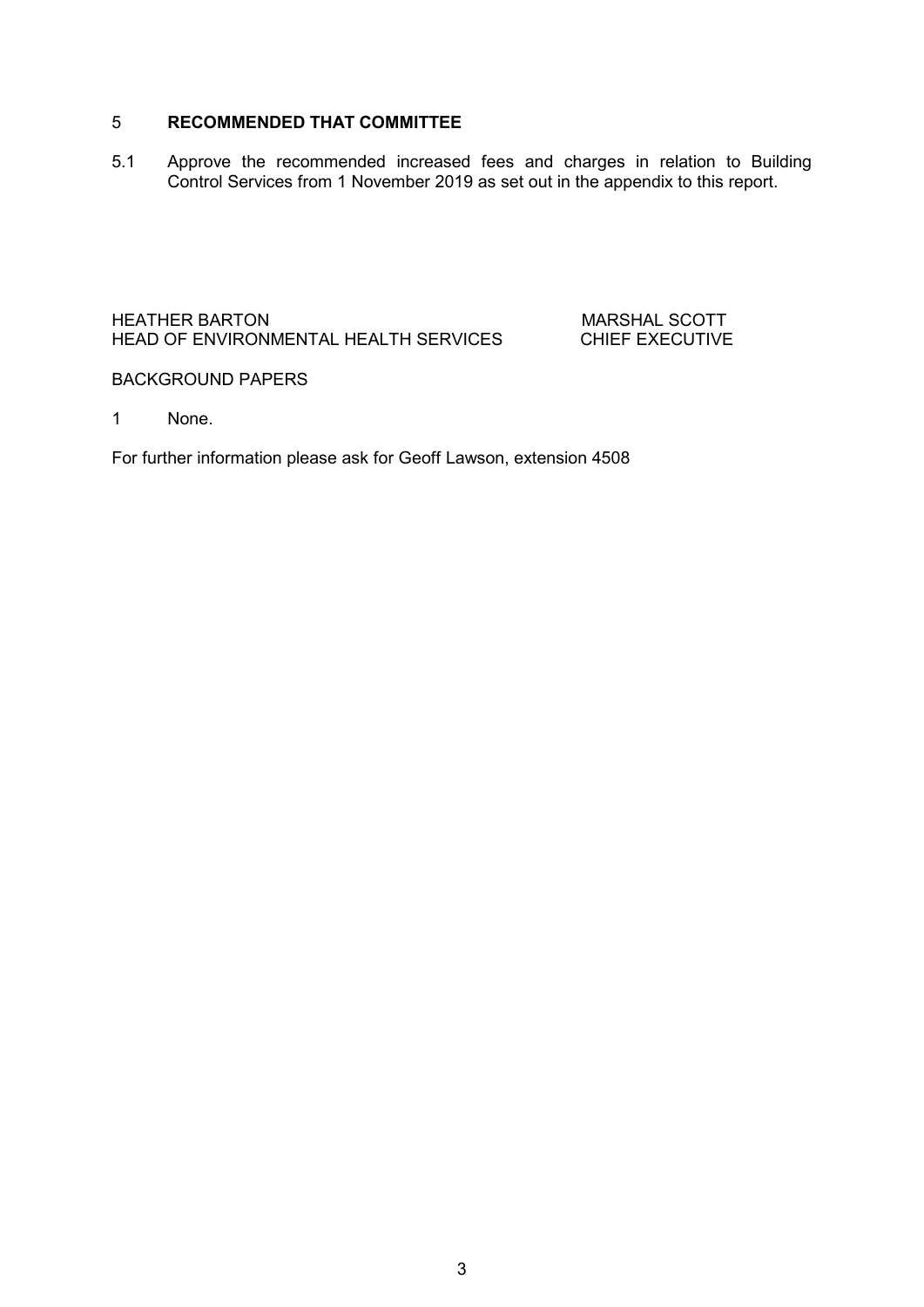## 5 RECOMMENDED THAT COMMITTEE

5.1 Approve the recommended increased fees and charges in relation to Building Control Services from 1 November 2019 as set out in the appendix to this report.

| HEATHER BARTON | MARSHAL SCOTT |
| --- | --- |
| HEAD OF ENVIRONMENTAL HEALTH SERVICES | CHIEF EXECUTIVE |

BACKGROUND PAPERS

1 None.

For further information please ask for Geoff Lawson, extension 4508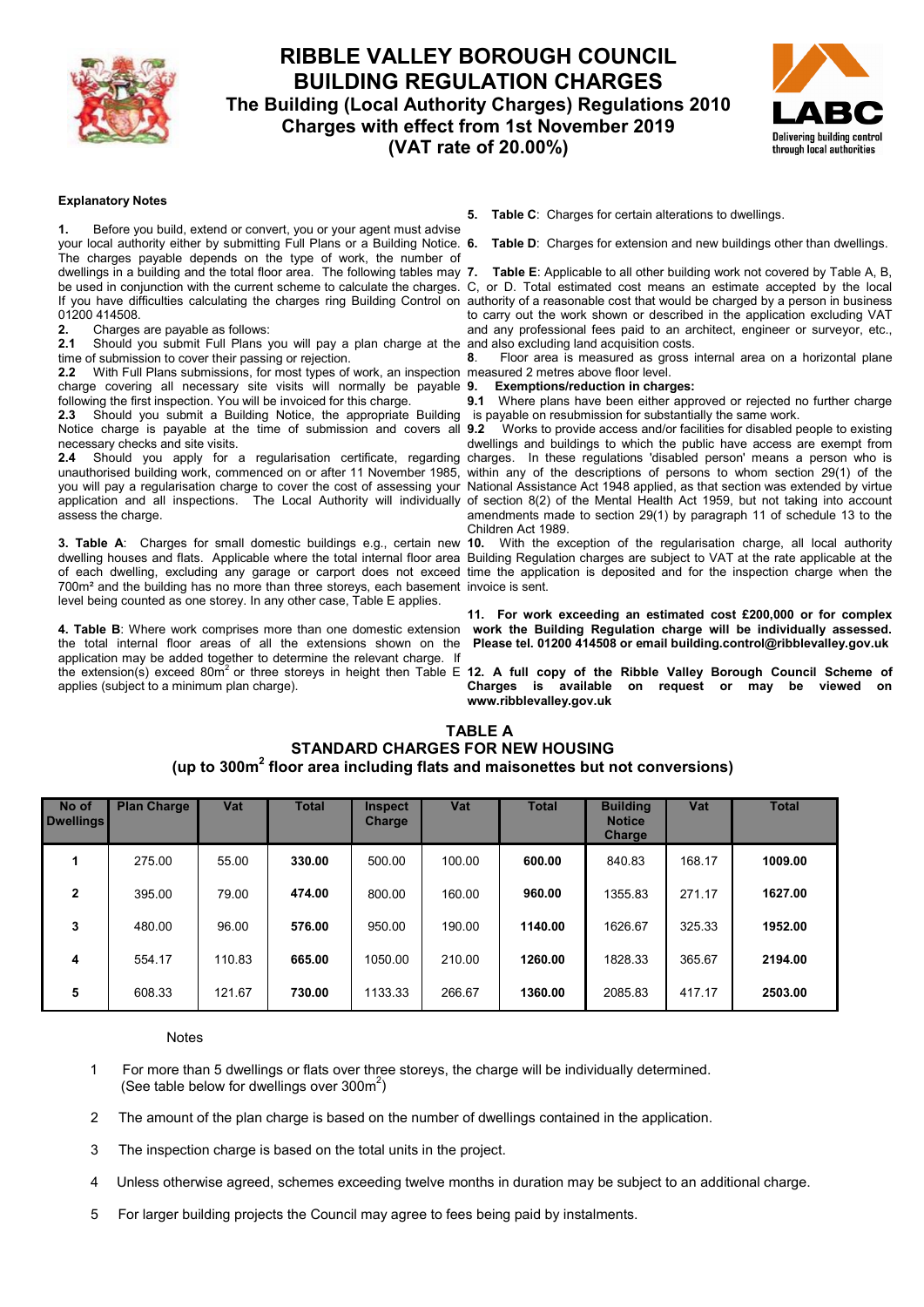# RIBBLE VALLEY BOROUGH COUNCIL
## BUILDING REGULATION CHARGES
### The Building (Local Authority Charges) Regulations 2010
### Charges with effect from 1st November 2019
### (VAT rate of 20.00%)

**Explanatory Notes**

**1.** Before you build, extend or convert, you or your agent must advise your local authority either by submitting Full Plans or a Building Notice. The charges payable depends on the type of work, the number of dwellings in a building and the total floor area. The following tables may be used in conjunction with the current scheme to calculate the charges. If you have difficulties calculating the charges ring Building Control on 01200 414508.

**2.** Charges are payable as follows:

**2.1** Should you submit Full Plans you will pay a plan charge at the time of submission to cover their passing or rejection.

**2.2** With Full Plans submissions, for most types of work, an inspection charge covering all necessary site visits will normally be payable following the first inspection. You will be invoiced for this charge.

**2.3** Should you submit a Building Notice, the appropriate Building Notice charge is payable at the time of submission and covers all necessary checks and site visits.

**2.4** Should you apply for a regularisation certificate, regarding unauthorised building work, commenced on or after 11 November 1985, you will pay a regularisation charge to cover the cost of assessing your application and all inspections. The Local Authority will individually assess the charge.

**3. Table A**: Charges for small domestic buildings e.g., certain new dwelling houses and flats. Applicable where the total internal floor area of each dwelling, excluding any garage or carport does not exceed 700m² and the building has no more than three storeys, each basement level being counted as one storey. In any other case, Table E applies.

**4. Table B**: Where work comprises more than one domestic extension the total internal floor areas of all the extensions shown on the application may be added together to determine the relevant charge. If the extension(s) exceed 80m² or three storeys in height then Table E applies (subject to a minimum plan charge).

**5. Table C**: Charges for certain alterations to dwellings.

**6. Table D**: Charges for extension and new buildings other than dwellings.

**7. Table E**: Applicable to all other building work not covered by Table A, B, C, or D. Total estimated cost means an estimate accepted by the local authority of a reasonable cost that would be charged by a person in business to carry out the work shown or described in the application excluding VAT and any professional fees paid to an architect, engineer or surveyor, etc., and also excluding land acquisition costs.

**8.** Floor area is measured as gross internal area on a horizontal plane measured 2 metres above floor level.

**9. Exemptions/reduction in charges:**

**9.1** Where plans have been either approved or rejected no further charge is payable on resubmission for substantially the same work.

**9.2** Works to provide access and/or facilities for disabled people to existing dwellings and buildings to which the public have access are exempt from charges. In these regulations 'disabled person' means a person who is within any of the descriptions of persons to whom section 29(1) of the National Assistance Act 1948 applied, as that section was extended by virtue of section 8(2) of the Mental Health Act 1959, but not taking into account amendments made to section 29(1) by paragraph 11 of schedule 13 to the Children Act 1989.

**10.** With the exception of the regularisation charge, all local authority Building Regulation charges are subject to VAT at the rate applicable at the time the application is deposited and for the inspection charge when the invoice is sent.

**11. For work exceeding an estimated cost £200,000 or for complex work the Building Regulation charge will be individually assessed. Please tel. 01200 414508 or email building.control@ribblevalley.gov.uk**

**12. A full copy of the Ribble Valley Borough Council Scheme of Charges is available on request or may be viewed on www.ribblevalley.gov.uk**

## TABLE A
### STANDARD CHARGES FOR NEW HOUSING
### (up to 300m² floor area including flats and maisonettes but not conversions)

| No of Dwellings | Plan Charge | Vat | Total | Inspect Charge | Vat | Total | Building Notice Charge | Vat | Total |
|---|---|---|---|---|---|---|---|---|---|
| **1** | 275.00 | 55.00 | **330.00** | 500.00 | 100.00 | **600.00** | 840.83 | 168.17 | **1009.00** |
| **2** | 395.00 | 79.00 | **474.00** | 800.00 | 160.00 | **960.00** | 1355.83 | 271.17 | **1627.00** |
| **3** | 480.00 | 96.00 | **576.00** | 950.00 | 190.00 | **1140.00** | 1626.67 | 325.33 | **1952.00** |
| **4** | 554.17 | 110.83 | **665.00** | 1050.00 | 210.00 | **1260.00** | 1828.33 | 365.67 | **2194.00** |
| **5** | 608.33 | 121.67 | **730.00** | 1133.33 | 266.67 | **1360.00** | 2085.83 | 417.17 | **2503.00** |

Notes

1. For more than 5 dwellings or flats over three storeys, the charge will be individually determined. (See table below for dwellings over 300m²)
2. The amount of the plan charge is based on the number of dwellings contained in the application.
3. The inspection charge is based on the total units in the project.
4. Unless otherwise agreed, schemes exceeding twelve months in duration may be subject to an additional charge.
5. For larger building projects the Council may agree to fees being paid by instalments.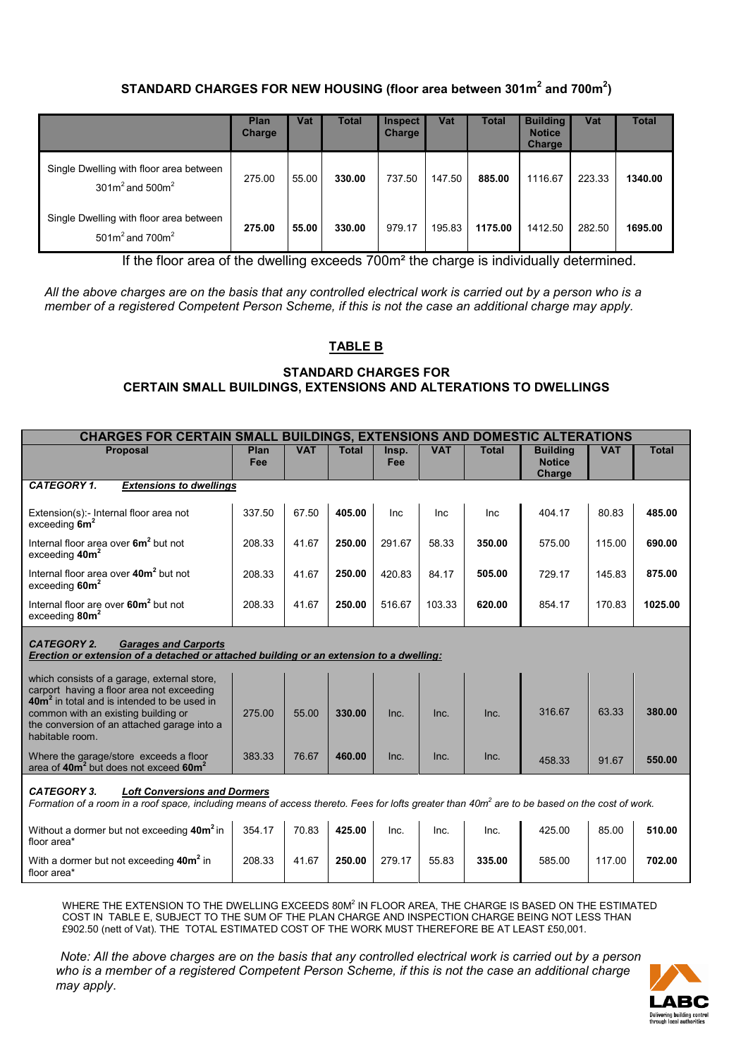## STANDARD CHARGES FOR NEW HOUSING (floor area between 301m$^2$ and 700m$^2$)

| | Plan Charge | Vat | Total | Inspect Charge | Vat | Total | Building Notice Charge | Vat | Total |
|---|---|---|---|---|---|---|---|---|---|
| Single Dwelling with floor area between 301m$^2$ and 500m$^2$ | 275.00 | 55.00 | **330.00** | 737.50 | 147.50 | **885.00** | 1116.67 | 223.33 | **1340.00** |
| Single Dwelling with floor area between 501m$^2$ and 700m$^2$ | **275.00** | **55.00** | 330.00 | 979.17 | 195.83 | **1175.00** | 1412.50 | 282.50 | **1695.00** |

If the floor area of the dwelling exceeds 700m² the charge is individually determined.

*All the above charges are on the basis that any controlled electrical work is carried out by a person who is a member of a registered Competent Person Scheme, if this is not the case an additional charge may apply.*

## TABLE B

### STANDARD CHARGES FOR CERTAIN SMALL BUILDINGS, EXTENSIONS AND ALTERATIONS TO DWELLINGS

| CHARGES FOR CERTAIN SMALL BUILDINGS, EXTENSIONS AND DOMESTIC ALTERATIONS | | | | | | | | | |
|---|---|---|---|---|---|---|---|---|---|
| **Proposal** | **Plan Fee** | **VAT** | **Total** | **Insp. Fee** | **VAT** | **Total** | **Building Notice Charge** | **VAT** | **Total** |
| ***CATEGORY 1. Extensions to dwellings*** | | | | | | | | | |
| Extension(s):- Internal floor area not exceeding **6m$^2$** | 337.50 | 67.50 | **405.00** | Inc | Inc | Inc | 404.17 | 80.83 | **485.00** |
| Internal floor area over **6m$^2$** but not exceeding **40m$^2$** | 208.33 | 41.67 | **250.00** | 291.67 | 58.33 | **350.00** | 575.00 | 115.00 | **690.00** |
| Internal floor area over **40m$^2$** but not exceeding **60m$^2$** | 208.33 | 41.67 | **250.00** | 420.83 | 84.17 | **505.00** | 729.17 | 145.83 | **875.00** |
| Internal floor are over **60m$^2$** but not exceeding **80m$^2$** | 208.33 | 41.67 | **250.00** | 516.67 | 103.33 | **620.00** | 854.17 | 170.83 | **1025.00** |
| ***CATEGORY 2. Garages and Carports*** ***Erection or extension of a detached or attached building or an extension to a dwelling:*** | | | | | | | | | |
| which consists of a garage, external store, carport having a floor area not exceeding **40m$^2$** in total and is intended to be used in common with an existing building or the conversion of an attached garage into a habitable room. | 275.00 | 55.00 | **330.00** | Inc. | Inc. | Inc. | 316.67 | 63.33 | **380.00** |
| Where the garage/store exceeds a floor area of **40m$^2$** but does not exceed **60m$^2$** | 383.33 | 76.67 | **460.00** | Inc. | Inc. | Inc. | 458.33 | 91.67 | **550.00** |
| ***CATEGORY 3. Loft Conversions and Dormers*** *Formation of a room in a roof space, including means of access thereto. Fees for lofts greater than 40m$^2$ are to be based on the cost of work.* | | | | | | | | | |
| Without a dormer but not exceeding **40m$^2$** in floor area* | 354.17 | 70.83 | **425.00** | Inc. | Inc. | Inc. | 425.00 | 85.00 | **510.00** |
| With a dormer but not exceeding **40m$^2$** in floor area* | 208.33 | 41.67 | **250.00** | 279.17 | 55.83 | **335.00** | 585.00 | 117.00 | **702.00** |

WHERE THE EXTENSION TO THE DWELLING EXCEEDS 80M$^2$ IN FLOOR AREA, THE CHARGE IS BASED ON THE ESTIMATED COST IN TABLE E, SUBJECT TO THE SUM OF THE PLAN CHARGE AND INSPECTION CHARGE BEING NOT LESS THAN £902.50 (nett of Vat). THE TOTAL ESTIMATED COST OF THE WORK MUST THEREFORE BE AT LEAST £50,001.

*Note: All the above charges are on the basis that any controlled electrical work is carried out by a person who is a member of a registered Competent Person Scheme, if this is not the case an additional charge may apply.*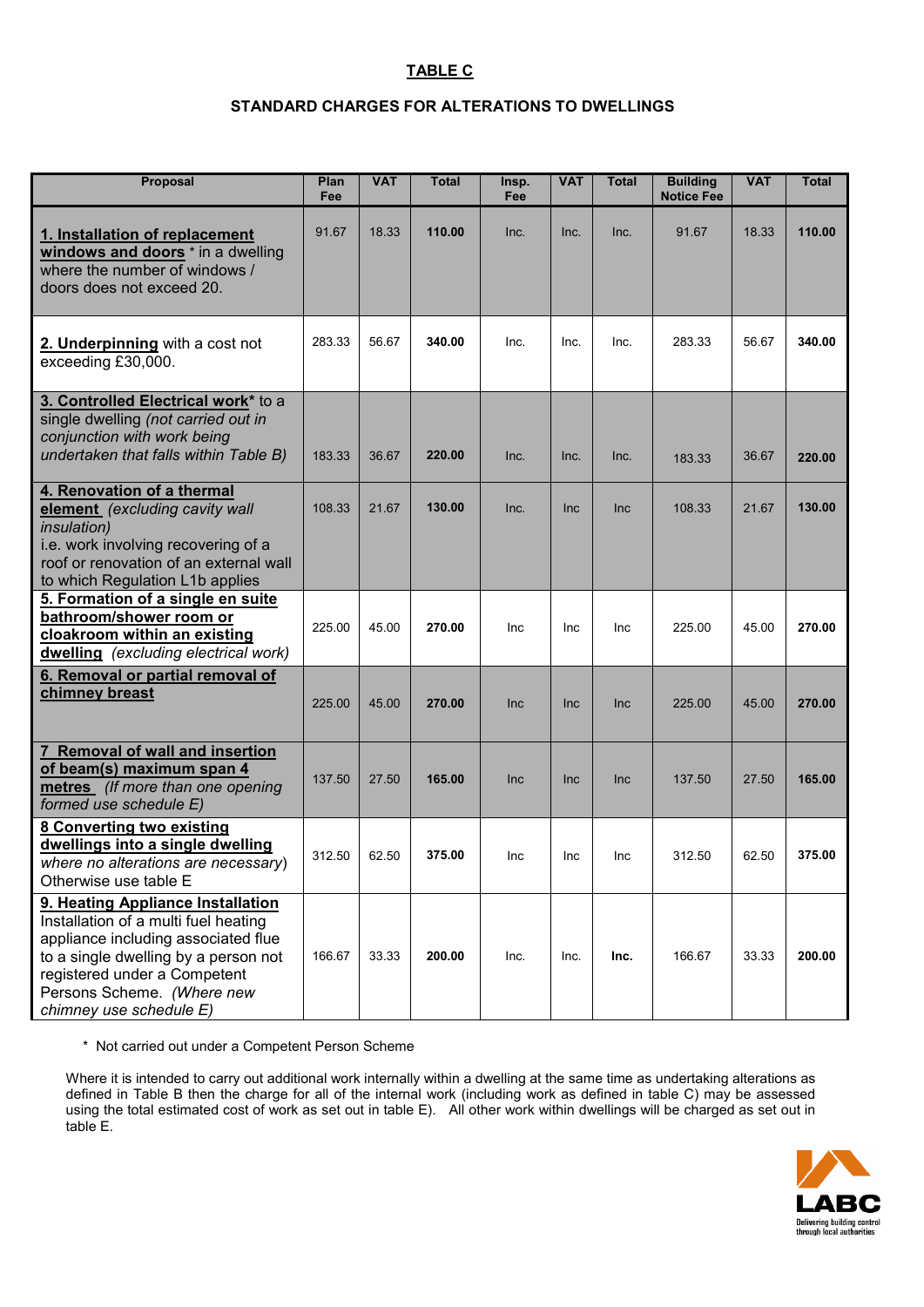# TABLE C

## STANDARD CHARGES FOR ALTERATIONS TO DWELLINGS

| Proposal | Plan Fee | VAT | Total | Insp. Fee | VAT | Total | Building Notice Fee | VAT | Total |
|---|---|---|---|---|---|---|---|---|---|
| **1. Installation of replacement windows and doors** * in a dwelling where the number of windows / doors does not exceed 20. | 91.67 | 18.33 | **110.00** | Inc. | Inc. | Inc. | 91.67 | 18.33 | **110.00** |
| **2. Underpinning** with a cost not exceeding £30,000. | 283.33 | 56.67 | **340.00** | Inc. | Inc. | Inc. | 283.33 | 56.67 | **340.00** |
| **3. Controlled Electrical work*** to a single dwelling *(not carried out in conjunction with work being undertaken that falls within Table B)* | 183.33 | 36.67 | **220.00** | Inc. | Inc. | Inc. | 183.33 | 36.67 | **220.00** |
| **4. Renovation of a thermal element** *(excluding cavity wall insulation)* i.e. work involving recovering of a roof or renovation of an external wall to which Regulation L1b applies | 108.33 | 21.67 | **130.00** | Inc. | Inc | Inc | 108.33 | 21.67 | **130.00** |
| **5. Formation of a single en suite bathroom/shower room or cloakroom within an existing dwelling** *(excluding electrical work)* | 225.00 | 45.00 | **270.00** | Inc | Inc | Inc | 225.00 | 45.00 | **270.00** |
| **6. Removal or partial removal of chimney breast** | 225.00 | 45.00 | **270.00** | Inc | Inc | Inc | 225.00 | 45.00 | **270.00** |
| **7 Removal of wall and insertion of beam(s) maximum span 4 metres** *(If more than one opening formed use schedule E)* | 137.50 | 27.50 | **165.00** | Inc | Inc | Inc | 137.50 | 27.50 | **165.00** |
| **8 Converting two existing dwellings into a single dwelling** *where no alterations are necessary*) Otherwise use table E | 312.50 | 62.50 | **375.00** | Inc | Inc | Inc | 312.50 | 62.50 | **375.00** |
| **9. Heating Appliance Installation** Installation of a multi fuel heating appliance including associated flue to a single dwelling by a person not registered under a Competent Persons Scheme. *(Where new chimney use schedule E)* | 166.67 | 33.33 | **200.00** | Inc. | Inc. | **Inc.** | 166.67 | 33.33 | **200.00** |

\* Not carried out under a Competent Person Scheme

Where it is intended to carry out additional work internally within a dwelling at the same time as undertaking alterations as defined in Table B then the charge for all of the internal work (including work as defined in table C) may be assessed using the total estimated cost of work as set out in table E). All other work within dwellings will be charged as set out in table E.

LABC
Delivering building control through local authorities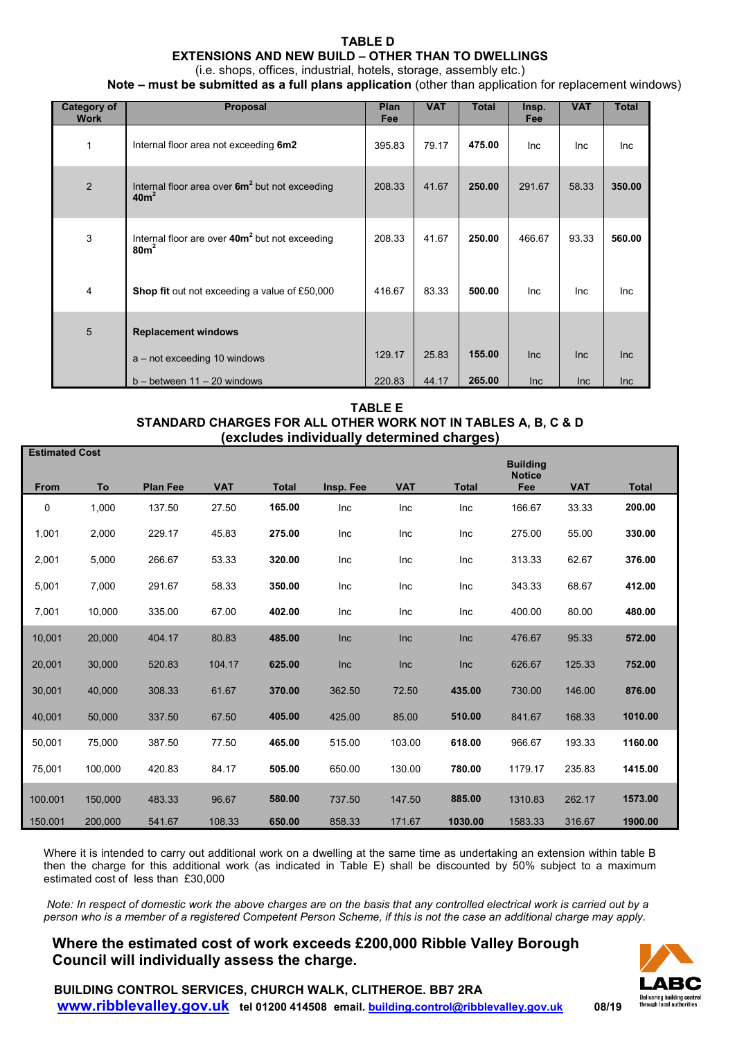# TABLE D
## EXTENSIONS AND NEW BUILD – OTHER THAN TO DWELLINGS

(i.e. shops, offices, industrial, hotels, storage, assembly etc.)

**Note – must be submitted as a full plans application** (other than application for replacement windows)

| Category of Work | Proposal | Plan Fee | VAT | Total | Insp. Fee | VAT | Total |
|---|---|---|---|---|---|---|---|
| 1 | Internal floor area not exceeding **6m2** | 395.83 | 79.17 | **475.00** | Inc | Inc | Inc |
| 2 | Internal floor area over **6m$^2$** but not exceeding **40m$^2$** | 208.33 | 41.67 | **250.00** | 291.67 | 58.33 | **350.00** |
| 3 | Internal floor are over **40m$^2$** but not exceeding **80m$^2$** | 208.33 | 41.67 | **250.00** | 466.67 | 93.33 | **560.00** |
| 4 | **Shop fit** out not exceeding a value of £50,000 | 416.67 | 83.33 | **500.00** | Inc | Inc | Inc |
| 5 | **Replacement windows** | | | | | | |
| | a – not exceeding 10 windows | 129.17 | 25.83 | **155.00** | Inc | Inc | Inc |
| | b – between 11 – 20 windows | 220.83 | 44.17 | **265.00** | Inc | Inc | Inc |

# TABLE E
## STANDARD CHARGES FOR ALL OTHER WORK NOT IN TABLES A, B, C & D (excludes individually determined charges)

| Estimated Cost | | | | | | | | | | |
|---|---|---|---|---|---|---|---|---|---|---|
| From | To | Plan Fee | VAT | Total | Insp. Fee | VAT | Total | Building Notice Fee | VAT | Total |
| 0 | 1,000 | 137.50 | 27.50 | **165.00** | Inc | Inc | Inc | 166.67 | 33.33 | **200.00** |
| 1,001 | 2,000 | 229.17 | 45.83 | **275.00** | Inc | Inc | Inc | 275.00 | 55.00 | **330.00** |
| 2,001 | 5,000 | 266.67 | 53.33 | **320.00** | Inc | Inc | Inc | 313.33 | 62.67 | **376.00** |
| 5,001 | 7,000 | 291.67 | 58.33 | **350.00** | Inc | Inc | Inc | 343.33 | 68.67 | **412.00** |
| 7,001 | 10,000 | 335.00 | 67.00 | **402.00** | Inc | Inc | Inc | 400.00 | 80.00 | **480.00** |
| 10,001 | 20,000 | 404.17 | 80.83 | **485.00** | Inc | Inc | Inc | 476.67 | 95.33 | **572.00** |
| 20,001 | 30,000 | 520.83 | 104.17 | **625.00** | Inc | Inc | Inc | 626.67 | 125.33 | **752.00** |
| 30,001 | 40,000 | 308.33 | 61.67 | **370.00** | 362.50 | 72.50 | **435.00** | 730.00 | 146.00 | **876.00** |
| 40,001 | 50,000 | 337.50 | 67.50 | **405.00** | 425.00 | 85.00 | **510.00** | 841.67 | 168.33 | **1010.00** |
| 50,001 | 75,000 | 387.50 | 77.50 | **465.00** | 515.00 | 103.00 | **618.00** | 966.67 | 193.33 | **1160.00** |
| 75,001 | 100,000 | 420.83 | 84.17 | **505.00** | 650.00 | 130.00 | **780.00** | 1179.17 | 235.83 | **1415.00** |
| 100.001 | 150,000 | 483.33 | 96.67 | **580.00** | 737.50 | 147.50 | **885.00** | 1310.83 | 262.17 | **1573.00** |
| 150.001 | 200,000 | 541.67 | 108.33 | **650.00** | 858.33 | 171.67 | **1030.00** | 1583.33 | 316.67 | **1900.00** |

Where it is intended to carry out additional work on a dwelling at the same time as undertaking an extension within table B then the charge for this additional work (as indicated in Table E) shall be discounted by 50% subject to a maximum estimated cost of less than £30,000

*Note: In respect of domestic work the above charges are on the basis that any controlled electrical work is carried out by a person who is a member of a registered Competent Person Scheme, if this is not the case an additional charge may apply.*

**Where the estimated cost of work exceeds £200,000 Ribble Valley Borough Council will individually assess the charge.**

**BUILDING CONTROL SERVICES, CHURCH WALK, CLITHEROE. BB7 2RA**
**www.ribblevalley.gov.uk** **tel 01200 414508 email. building.control@ribblevalley.gov.uk** **08/19**

LABC Delivering building control through local authorities